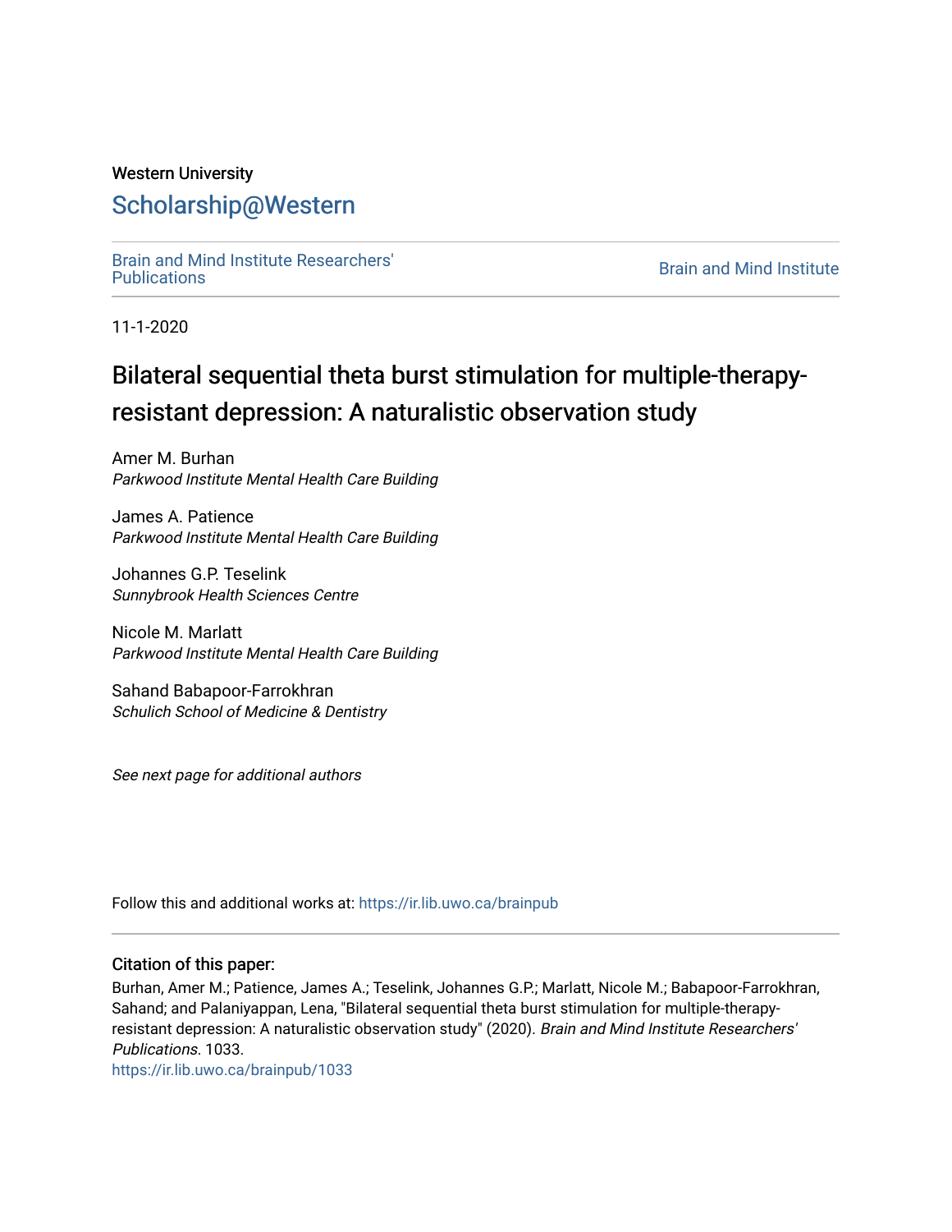Western University

# Scholarship@Western

Brain and Mind Institute Researchers' Publications

Brain and Mind Institute

11-1-2020

# Bilateral sequential theta burst stimulation for multiple-therapy-resistant depression: A naturalistic observation study

Amer M. Burhan
*Parkwood Institute Mental Health Care Building*

James A. Patience
*Parkwood Institute Mental Health Care Building*

Johannes G.P. Teselink
*Sunnybrook Health Sciences Centre*

Nicole M. Marlatt
*Parkwood Institute Mental Health Care Building*

Sahand Babapoor-Farrokhran
*Schulich School of Medicine & Dentistry*

*See next page for additional authors*

Follow this and additional works at: https://ir.lib.uwo.ca/brainpub

### Citation of this paper:

Burhan, Amer M.; Patience, James A.; Teselink, Johannes G.P.; Marlatt, Nicole M.; Babapoor-Farrokhran, Sahand; and Palaniyappan, Lena, "Bilateral sequential theta burst stimulation for multiple-therapy-resistant depression: A naturalistic observation study" (2020). *Brain and Mind Institute Researchers' Publications*. 1033.
https://ir.lib.uwo.ca/brainpub/1033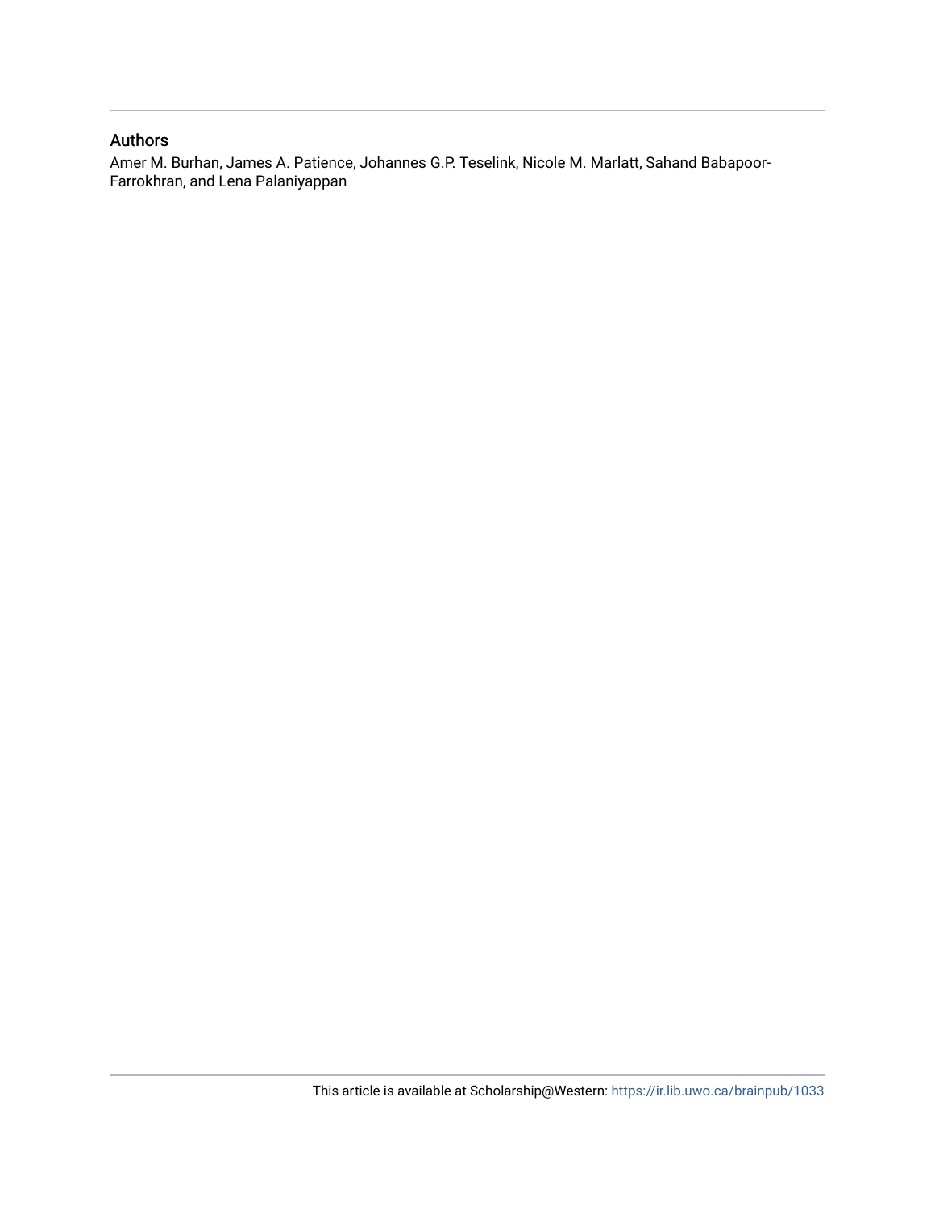## Authors

Amer M. Burhan, James A. Patience, Johannes G.P. Teselink, Nicole M. Marlatt, Sahand Babapoor-Farrokhran, and Lena Palaniyappan

This article is available at Scholarship@Western: https://ir.lib.uwo.ca/brainpub/1033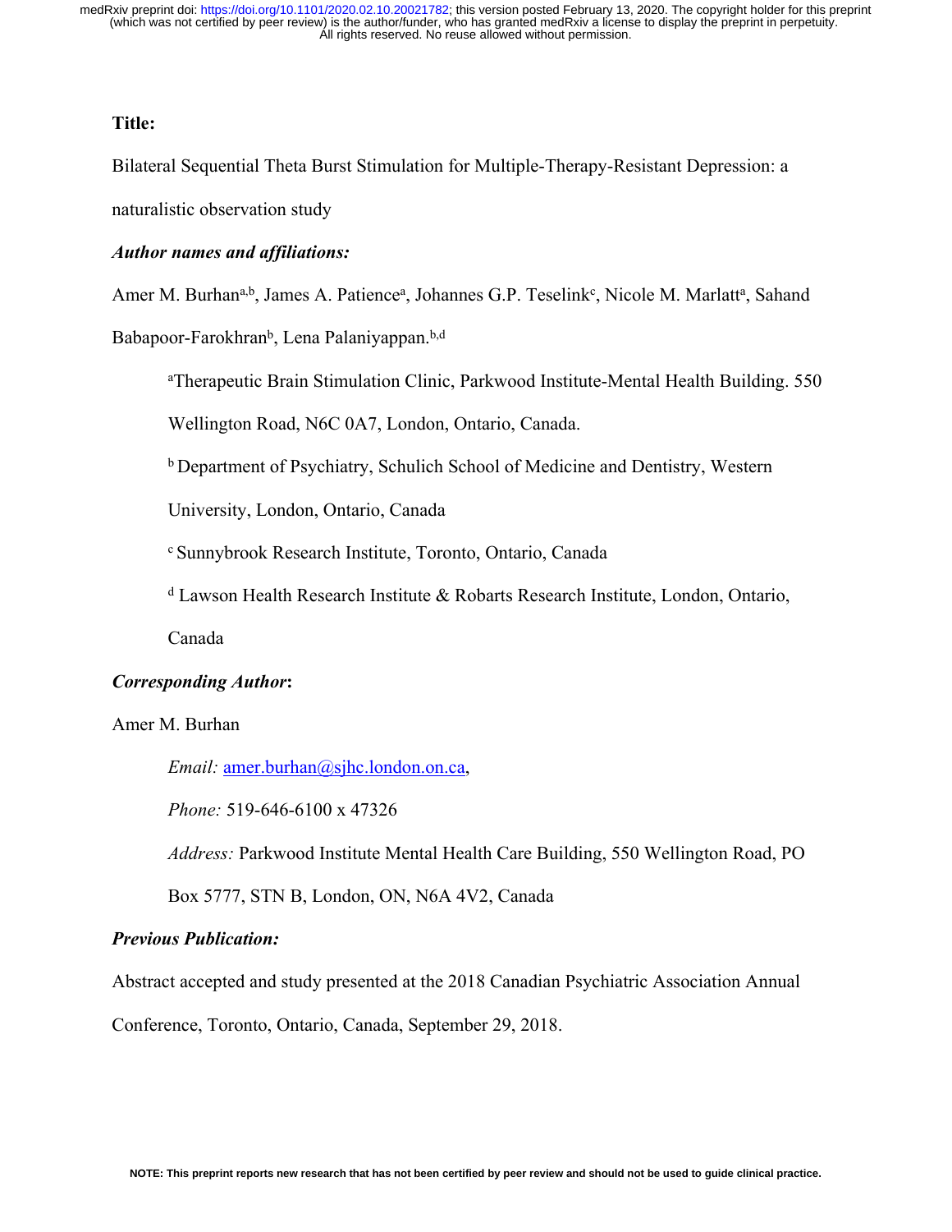**Title:**

Bilateral Sequential Theta Burst Stimulation for Multiple-Therapy-Resistant Depression: a naturalistic observation study

***Author names and affiliations:***

Amer M. Burhan[a,b], James A. Patience[a], Johannes G.P. Teselink[c], Nicole M. Marlatt[a], Sahand Babapoor-Farokhran[b], Lena Palaniyappan.[b,d]

[a]Therapeutic Brain Stimulation Clinic, Parkwood Institute-Mental Health Building. 550 Wellington Road, N6C 0A7, London, Ontario, Canada.

[b] Department of Psychiatry, Schulich School of Medicine and Dentistry, Western University, London, Ontario, Canada

[c] Sunnybrook Research Institute, Toronto, Ontario, Canada

[d] Lawson Health Research Institute & Robarts Research Institute, London, Ontario, Canada

***Corresponding Author*:**

Amer M. Burhan

*Email:* amer.burhan@sjhc.london.on.ca,

*Phone:* 519-646-6100 x 47326

*Address:* Parkwood Institute Mental Health Care Building, 550 Wellington Road, PO Box 5777, STN B, London, ON, N6A 4V2, Canada

***Previous Publication:***

Abstract accepted and study presented at the 2018 Canadian Psychiatric Association Annual Conference, Toronto, Ontario, Canada, September 29, 2018.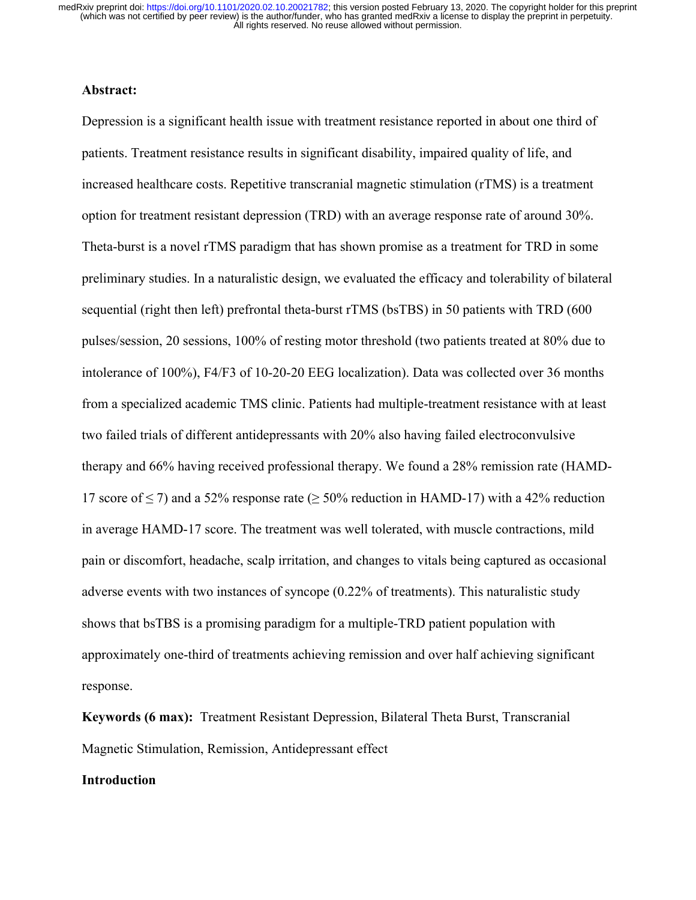**Abstract:**

Depression is a significant health issue with treatment resistance reported in about one third of patients. Treatment resistance results in significant disability, impaired quality of life, and increased healthcare costs. Repetitive transcranial magnetic stimulation (rTMS) is a treatment option for treatment resistant depression (TRD) with an average response rate of around 30%. Theta-burst is a novel rTMS paradigm that has shown promise as a treatment for TRD in some preliminary studies. In a naturalistic design, we evaluated the efficacy and tolerability of bilateral sequential (right then left) prefrontal theta-burst rTMS (bsTBS) in 50 patients with TRD (600 pulses/session, 20 sessions, 100% of resting motor threshold (two patients treated at 80% due to intolerance of 100%), F4/F3 of 10-20-20 EEG localization). Data was collected over 36 months from a specialized academic TMS clinic. Patients had multiple-treatment resistance with at least two failed trials of different antidepressants with 20% also having failed electroconvulsive therapy and 66% having received professional therapy. We found a 28% remission rate (HAMD-17 score of ≤ 7) and a 52% response rate (≥ 50% reduction in HAMD-17) with a 42% reduction in average HAMD-17 score. The treatment was well tolerated, with muscle contractions, mild pain or discomfort, headache, scalp irritation, and changes to vitals being captured as occasional adverse events with two instances of syncope (0.22% of treatments). This naturalistic study shows that bsTBS is a promising paradigm for a multiple-TRD patient population with approximately one-third of treatments achieving remission and over half achieving significant response.

**Keywords (6 max):** Treatment Resistant Depression, Bilateral Theta Burst, Transcranial Magnetic Stimulation, Remission, Antidepressant effect

**Introduction**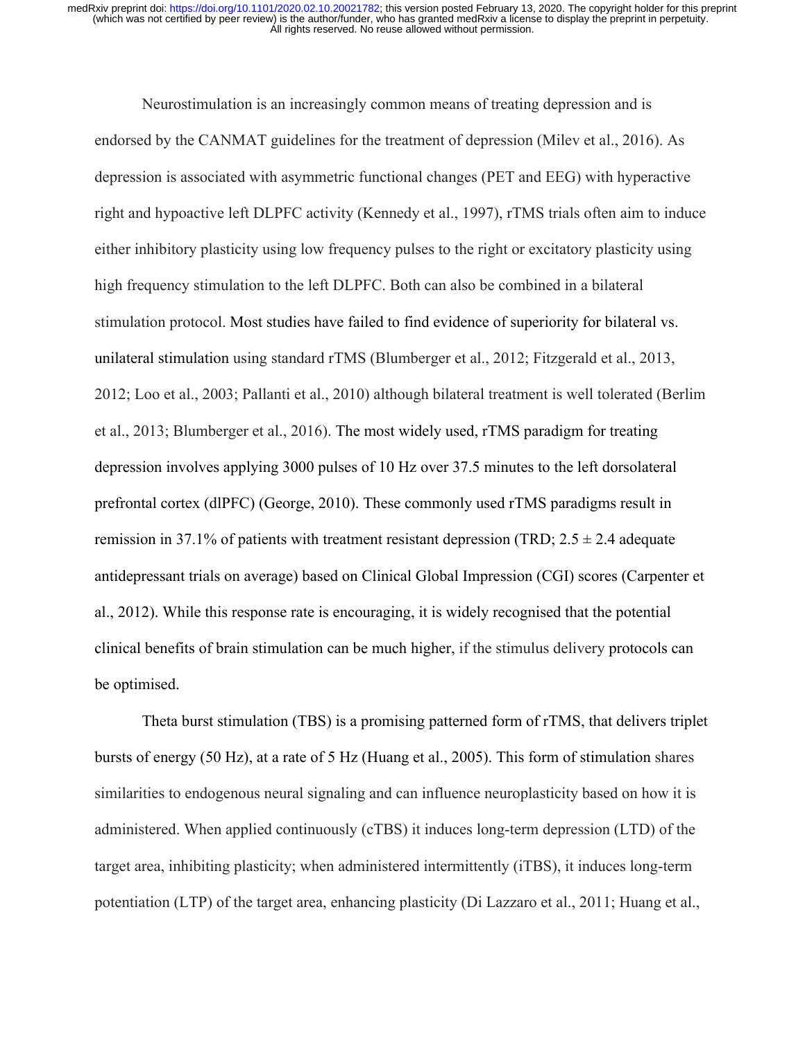Neurostimulation is an increasingly common means of treating depression and is endorsed by the CANMAT guidelines for the treatment of depression (Milev et al., 2016). As depression is associated with asymmetric functional changes (PET and EEG) with hyperactive right and hypoactive left DLPFC activity (Kennedy et al., 1997), rTMS trials often aim to induce either inhibitory plasticity using low frequency pulses to the right or excitatory plasticity using high frequency stimulation to the left DLPFC. Both can also be combined in a bilateral stimulation protocol. Most studies have failed to find evidence of superiority for bilateral vs. unilateral stimulation using standard rTMS (Blumberger et al., 2012; Fitzgerald et al., 2013, 2012; Loo et al., 2003; Pallanti et al., 2010) although bilateral treatment is well tolerated (Berlim et al., 2013; Blumberger et al., 2016). The most widely used, rTMS paradigm for treating depression involves applying 3000 pulses of 10 Hz over 37.5 minutes to the left dorsolateral prefrontal cortex (dlPFC) (George, 2010). These commonly used rTMS paradigms result in remission in 37.1% of patients with treatment resistant depression (TRD; $2.5 \pm 2.4$ adequate antidepressant trials on average) based on Clinical Global Impression (CGI) scores (Carpenter et al., 2012). While this response rate is encouraging, it is widely recognised that the potential clinical benefits of brain stimulation can be much higher, if the stimulus delivery protocols can be optimised.

Theta burst stimulation (TBS) is a promising patterned form of rTMS, that delivers triplet bursts of energy (50 Hz), at a rate of 5 Hz (Huang et al., 2005). This form of stimulation shares similarities to endogenous neural signaling and can influence neuroplasticity based on how it is administered. When applied continuously (cTBS) it induces long-term depression (LTD) of the target area, inhibiting plasticity; when administered intermittently (iTBS), it induces long-term potentiation (LTP) of the target area, enhancing plasticity (Di Lazzaro et al., 2011; Huang et al.,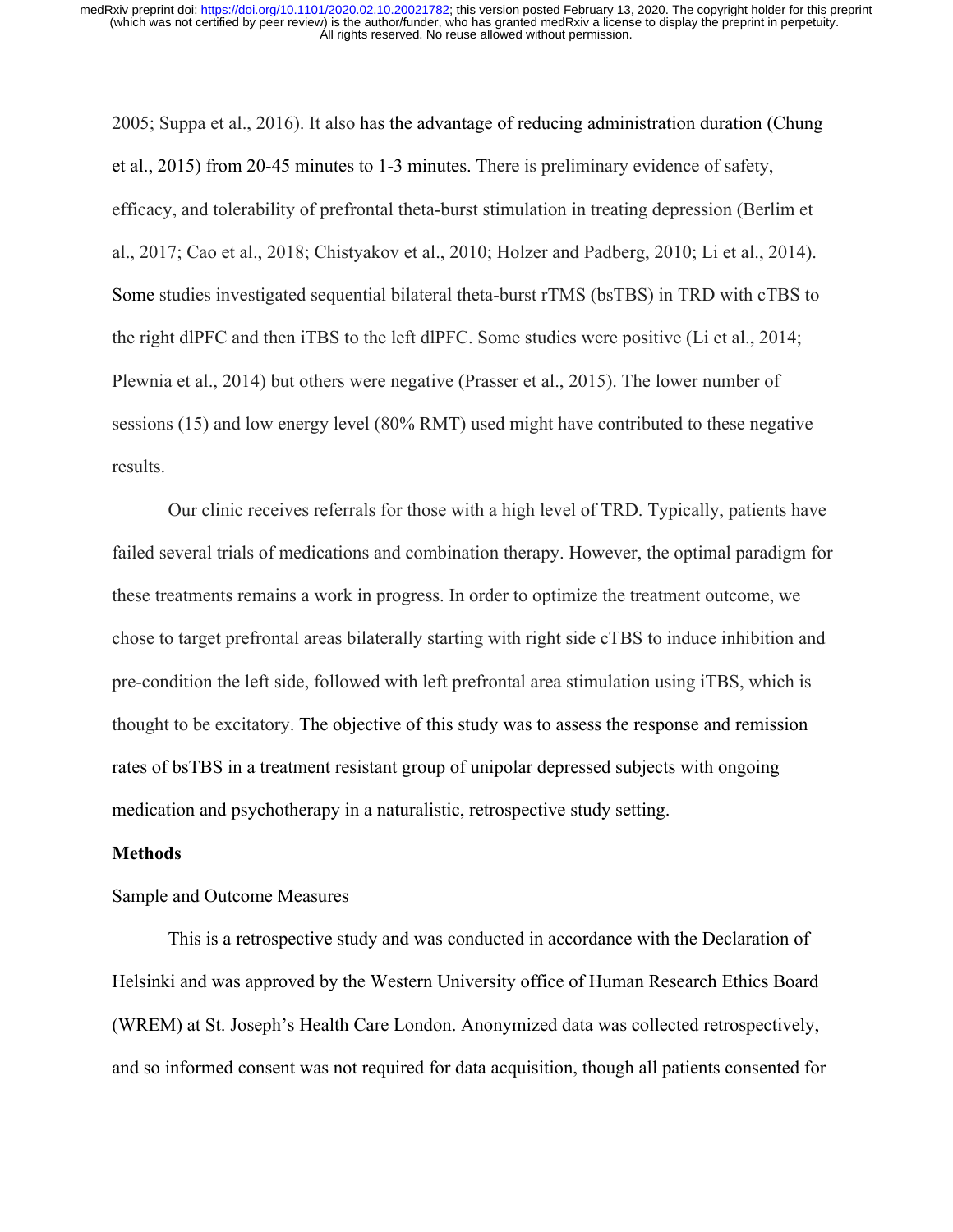2005; Suppa et al., 2016). It also has the advantage of reducing administration duration (Chung et al., 2015) from 20-45 minutes to 1-3 minutes. There is preliminary evidence of safety, efficacy, and tolerability of prefrontal theta-burst stimulation in treating depression (Berlim et al., 2017; Cao et al., 2018; Chistyakov et al., 2010; Holzer and Padberg, 2010; Li et al., 2014). Some studies investigated sequential bilateral theta-burst rTMS (bsTBS) in TRD with cTBS to the right dlPFC and then iTBS to the left dlPFC. Some studies were positive (Li et al., 2014; Plewnia et al., 2014) but others were negative (Prasser et al., 2015). The lower number of sessions (15) and low energy level (80% RMT) used might have contributed to these negative results.

Our clinic receives referrals for those with a high level of TRD. Typically, patients have failed several trials of medications and combination therapy. However, the optimal paradigm for these treatments remains a work in progress. In order to optimize the treatment outcome, we chose to target prefrontal areas bilaterally starting with right side cTBS to induce inhibition and pre-condition the left side, followed with left prefrontal area stimulation using iTBS, which is thought to be excitatory. The objective of this study was to assess the response and remission rates of bsTBS in a treatment resistant group of unipolar depressed subjects with ongoing medication and psychotherapy in a naturalistic, retrospective study setting.

## Methods

### Sample and Outcome Measures

This is a retrospective study and was conducted in accordance with the Declaration of Helsinki and was approved by the Western University office of Human Research Ethics Board (WREM) at St. Joseph's Health Care London. Anonymized data was collected retrospectively, and so informed consent was not required for data acquisition, though all patients consented for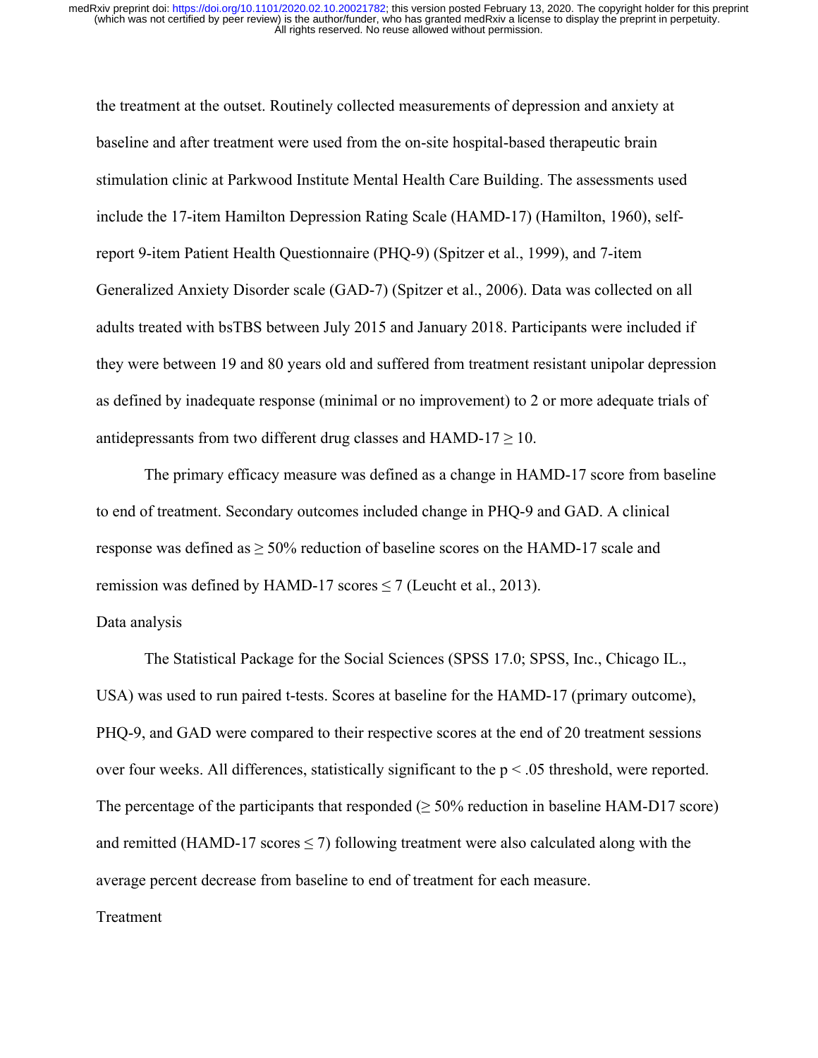the treatment at the outset. Routinely collected measurements of depression and anxiety at baseline and after treatment were used from the on-site hospital-based therapeutic brain stimulation clinic at Parkwood Institute Mental Health Care Building. The assessments used include the 17-item Hamilton Depression Rating Scale (HAMD-17) (Hamilton, 1960), self-report 9-item Patient Health Questionnaire (PHQ-9) (Spitzer et al., 1999), and 7-item Generalized Anxiety Disorder scale (GAD-7) (Spitzer et al., 2006). Data was collected on all adults treated with bsTBS between July 2015 and January 2018. Participants were included if they were between 19 and 80 years old and suffered from treatment resistant unipolar depression as defined by inadequate response (minimal or no improvement) to 2 or more adequate trials of antidepressants from two different drug classes and HAMD-17 $\geq 10$.

The primary efficacy measure was defined as a change in HAMD-17 score from baseline to end of treatment. Secondary outcomes included change in PHQ-9 and GAD. A clinical response was defined as $\geq 50\%$ reduction of baseline scores on the HAMD-17 scale and remission was defined by HAMD-17 scores $\leq 7$ (Leucht et al., 2013).

## Data analysis

The Statistical Package for the Social Sciences (SPSS 17.0; SPSS, Inc., Chicago IL., USA) was used to run paired t-tests. Scores at baseline for the HAMD-17 (primary outcome), PHQ-9, and GAD were compared to their respective scores at the end of 20 treatment sessions over four weeks. All differences, statistically significant to the $p < .05$ threshold, were reported. The percentage of the participants that responded ($\geq 50\%$ reduction in baseline HAM-D17 score) and remitted (HAMD-17 scores $\leq 7$) following treatment were also calculated along with the average percent decrease from baseline to end of treatment for each measure.

## Treatment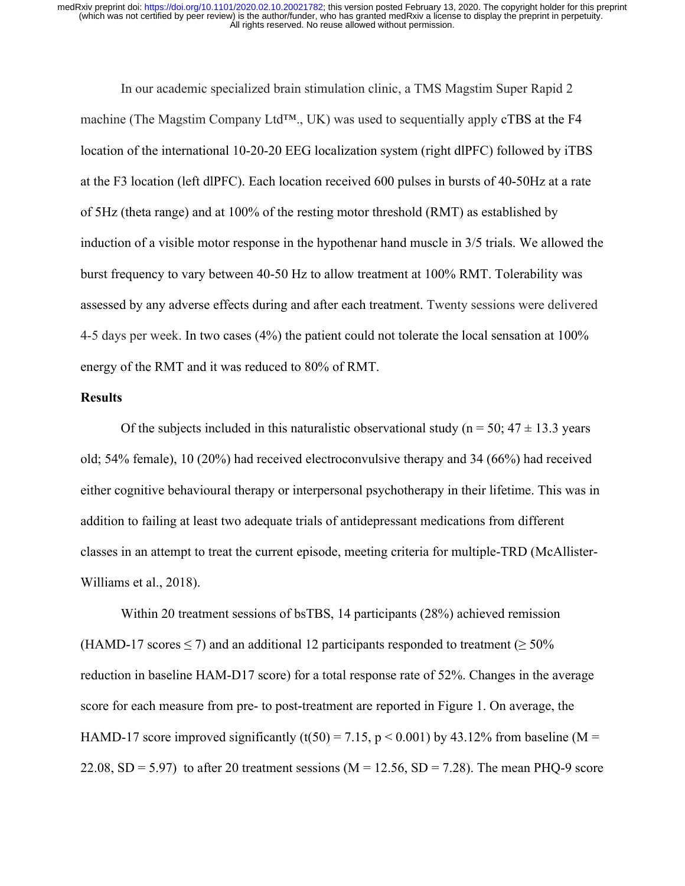In our academic specialized brain stimulation clinic, a TMS Magstim Super Rapid 2 machine (The Magstim Company Ltd™., UK) was used to sequentially apply cTBS at the F4 location of the international 10-20-20 EEG localization system (right dlPFC) followed by iTBS at the F3 location (left dlPFC). Each location received 600 pulses in bursts of 40-50Hz at a rate of 5Hz (theta range) and at 100% of the resting motor threshold (RMT) as established by induction of a visible motor response in the hypothenar hand muscle in 3/5 trials. We allowed the burst frequency to vary between 40-50 Hz to allow treatment at 100% RMT. Tolerability was assessed by any adverse effects during and after each treatment. Twenty sessions were delivered 4-5 days per week. In two cases (4%) the patient could not tolerate the local sensation at 100% energy of the RMT and it was reduced to 80% of RMT.

**Results**

Of the subjects included in this naturalistic observational study (n = 50; 47 ± 13.3 years old; 54% female), 10 (20%) had received electroconvulsive therapy and 34 (66%) had received either cognitive behavioural therapy or interpersonal psychotherapy in their lifetime. This was in addition to failing at least two adequate trials of antidepressant medications from different classes in an attempt to treat the current episode, meeting criteria for multiple-TRD (McAllister-Williams et al., 2018).

Within 20 treatment sessions of bsTBS, 14 participants (28%) achieved remission (HAMD-17 scores $\leq 7$) and an additional 12 participants responded to treatment ($\geq 50\%$ reduction in baseline HAM-D17 score) for a total response rate of 52%. Changes in the average score for each measure from pre- to post-treatment are reported in Figure 1. On average, the HAMD-17 score improved significantly ($t(50) = 7.15$, $p < 0.001$) by 43.12% from baseline ($M = 22.08$, $SD = 5.97$) to after 20 treatment sessions ($M = 12.56$, $SD = 7.28$). The mean PHQ-9 score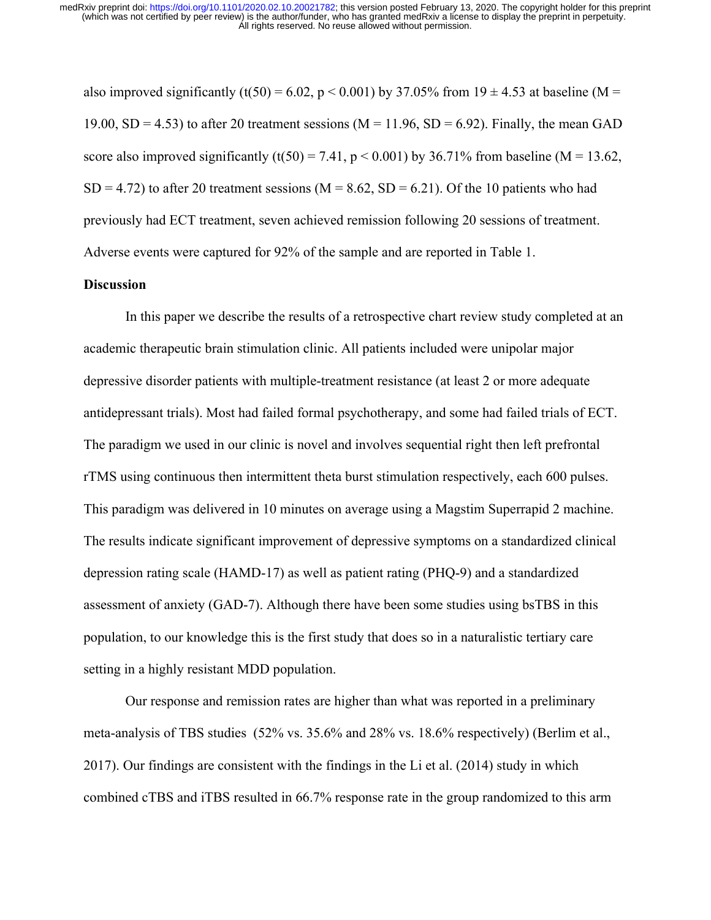also improved significantly ($t(50) = 6.02$, $p < 0.001$) by 37.05% from $19 \pm 4.53$ at baseline ($M = 19.00$, $SD = 4.53$) to after 20 treatment sessions ($M = 11.96$, $SD = 6.92$). Finally, the mean GAD score also improved significantly ($t(50) = 7.41$, $p < 0.001$) by 36.71% from baseline ($M = 13.62$, $SD = 4.72$) to after 20 treatment sessions ($M = 8.62$, $SD = 6.21$). Of the 10 patients who had previously had ECT treatment, seven achieved remission following 20 sessions of treatment. Adverse events were captured for 92% of the sample and are reported in Table 1.

**Discussion**

In this paper we describe the results of a retrospective chart review study completed at an academic therapeutic brain stimulation clinic. All patients included were unipolar major depressive disorder patients with multiple-treatment resistance (at least 2 or more adequate antidepressant trials). Most had failed formal psychotherapy, and some had failed trials of ECT. The paradigm we used in our clinic is novel and involves sequential right then left prefrontal rTMS using continuous then intermittent theta burst stimulation respectively, each 600 pulses. This paradigm was delivered in 10 minutes on average using a Magstim Superrapid 2 machine. The results indicate significant improvement of depressive symptoms on a standardized clinical depression rating scale (HAMD-17) as well as patient rating (PHQ-9) and a standardized assessment of anxiety (GAD-7). Although there have been some studies using bsTBS in this population, to our knowledge this is the first study that does so in a naturalistic tertiary care setting in a highly resistant MDD population.

Our response and remission rates are higher than what was reported in a preliminary meta-analysis of TBS studies (52% vs. 35.6% and 28% vs. 18.6% respectively) (Berlim et al., 2017). Our findings are consistent with the findings in the Li et al. (2014) study in which combined cTBS and iTBS resulted in 66.7% response rate in the group randomized to this arm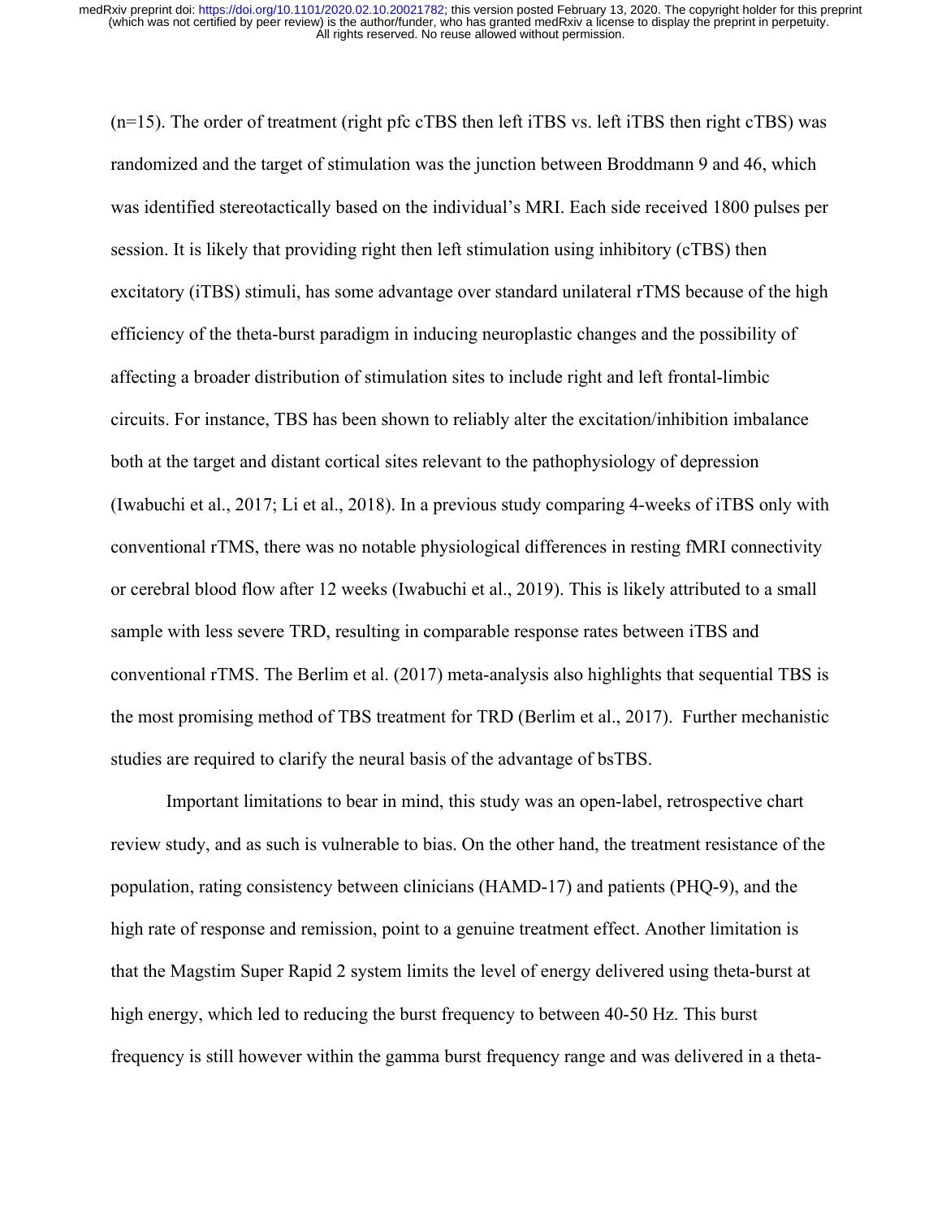(n=15). The order of treatment (right pfc cTBS then left iTBS vs. left iTBS then right cTBS) was randomized and the target of stimulation was the junction between Broddmann 9 and 46, which was identified stereotactically based on the individual's MRI. Each side received 1800 pulses per session. It is likely that providing right then left stimulation using inhibitory (cTBS) then excitatory (iTBS) stimuli, has some advantage over standard unilateral rTMS because of the high efficiency of the theta-burst paradigm in inducing neuroplastic changes and the possibility of affecting a broader distribution of stimulation sites to include right and left frontal-limbic circuits. For instance, TBS has been shown to reliably alter the excitation/inhibition imbalance both at the target and distant cortical sites relevant to the pathophysiology of depression (Iwabuchi et al., 2017; Li et al., 2018). In a previous study comparing 4-weeks of iTBS only with conventional rTMS, there was no notable physiological differences in resting fMRI connectivity or cerebral blood flow after 12 weeks (Iwabuchi et al., 2019). This is likely attributed to a small sample with less severe TRD, resulting in comparable response rates between iTBS and conventional rTMS. The Berlim et al. (2017) meta-analysis also highlights that sequential TBS is the most promising method of TBS treatment for TRD (Berlim et al., 2017). Further mechanistic studies are required to clarify the neural basis of the advantage of bsTBS.

Important limitations to bear in mind, this study was an open-label, retrospective chart review study, and as such is vulnerable to bias. On the other hand, the treatment resistance of the population, rating consistency between clinicians (HAMD-17) and patients (PHQ-9), and the high rate of response and remission, point to a genuine treatment effect. Another limitation is that the Magstim Super Rapid 2 system limits the level of energy delivered using theta-burst at high energy, which led to reducing the burst frequency to between 40-50 Hz. This burst frequency is still however within the gamma burst frequency range and was delivered in a theta-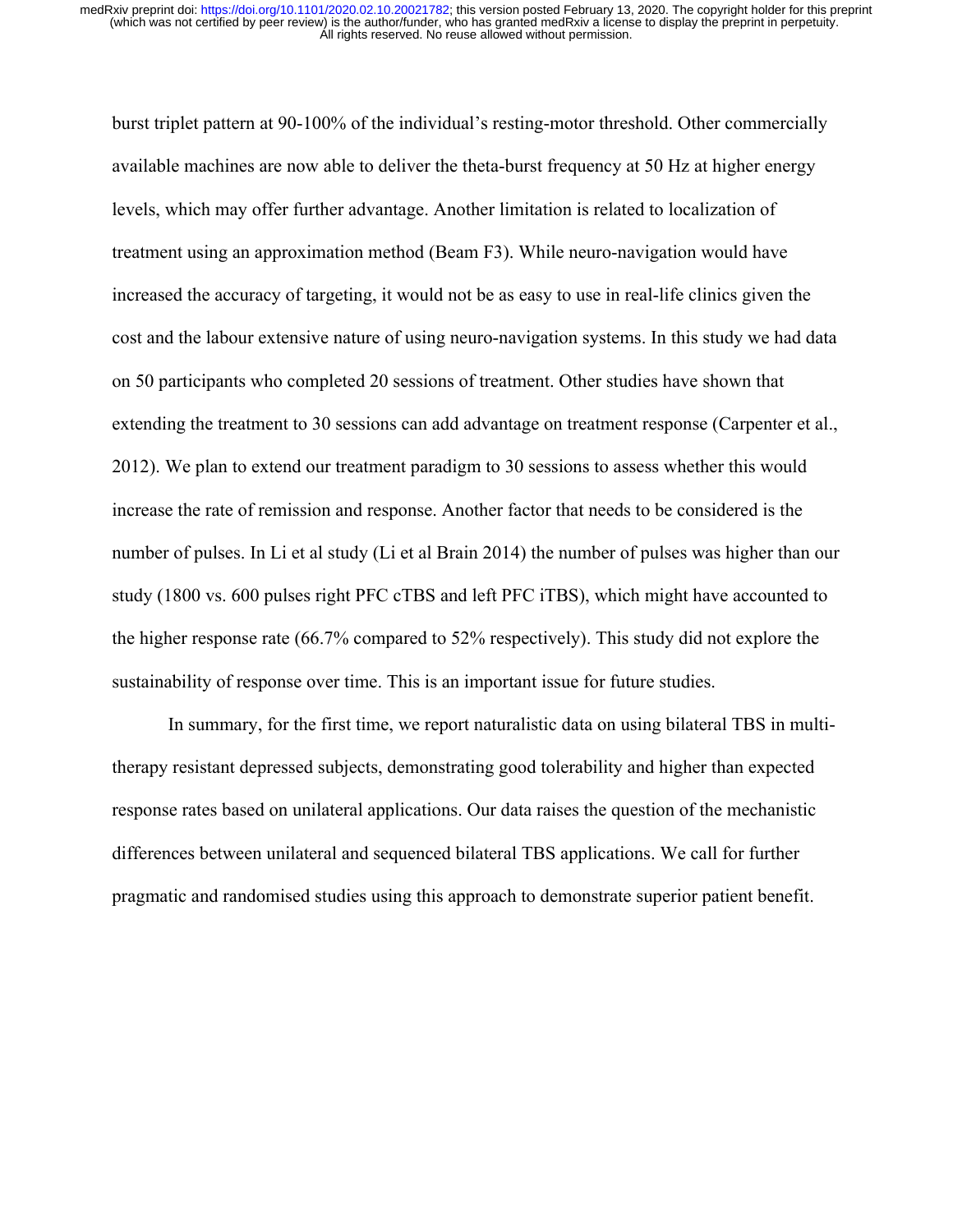burst triplet pattern at 90-100% of the individual's resting-motor threshold. Other commercially available machines are now able to deliver the theta-burst frequency at 50 Hz at higher energy levels, which may offer further advantage. Another limitation is related to localization of treatment using an approximation method (Beam F3). While neuro-navigation would have increased the accuracy of targeting, it would not be as easy to use in real-life clinics given the cost and the labour extensive nature of using neuro-navigation systems. In this study we had data on 50 participants who completed 20 sessions of treatment. Other studies have shown that extending the treatment to 30 sessions can add advantage on treatment response (Carpenter et al., 2012). We plan to extend our treatment paradigm to 30 sessions to assess whether this would increase the rate of remission and response. Another factor that needs to be considered is the number of pulses. In Li et al study (Li et al Brain 2014) the number of pulses was higher than our study (1800 vs. 600 pulses right PFC cTBS and left PFC iTBS), which might have accounted to the higher response rate (66.7% compared to 52% respectively). This study did not explore the sustainability of response over time. This is an important issue for future studies.

In summary, for the first time, we report naturalistic data on using bilateral TBS in multi-therapy resistant depressed subjects, demonstrating good tolerability and higher than expected response rates based on unilateral applications. Our data raises the question of the mechanistic differences between unilateral and sequenced bilateral TBS applications. We call for further pragmatic and randomised studies using this approach to demonstrate superior patient benefit.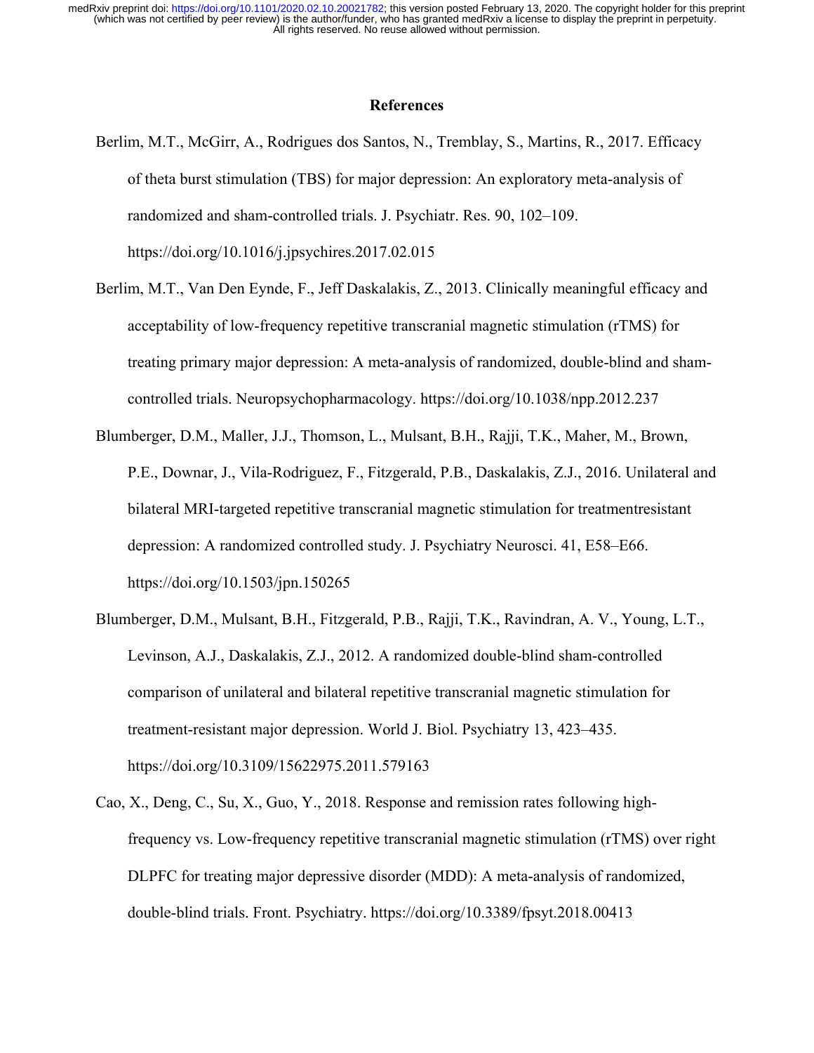## References

Berlim, M.T., McGirr, A., Rodrigues dos Santos, N., Tremblay, S., Martins, R., 2017. Efficacy of theta burst stimulation (TBS) for major depression: An exploratory meta-analysis of randomized and sham-controlled trials. J. Psychiatr. Res. 90, 102–109. https://doi.org/10.1016/j.jpsychires.2017.02.015

Berlim, M.T., Van Den Eynde, F., Jeff Daskalakis, Z., 2013. Clinically meaningful efficacy and acceptability of low-frequency repetitive transcranial magnetic stimulation (rTMS) for treating primary major depression: A meta-analysis of randomized, double-blind and sham-controlled trials. Neuropsychopharmacology. https://doi.org/10.1038/npp.2012.237

Blumberger, D.M., Maller, J.J., Thomson, L., Mulsant, B.H., Rajji, T.K., Maher, M., Brown, P.E., Downar, J., Vila-Rodriguez, F., Fitzgerald, P.B., Daskalakis, Z.J., 2016. Unilateral and bilateral MRI-targeted repetitive transcranial magnetic stimulation for treatmentresistant depression: A randomized controlled study. J. Psychiatry Neurosci. 41, E58–E66. https://doi.org/10.1503/jpn.150265

Blumberger, D.M., Mulsant, B.H., Fitzgerald, P.B., Rajji, T.K., Ravindran, A. V., Young, L.T., Levinson, A.J., Daskalakis, Z.J., 2012. A randomized double-blind sham-controlled comparison of unilateral and bilateral repetitive transcranial magnetic stimulation for treatment-resistant major depression. World J. Biol. Psychiatry 13, 423–435. https://doi.org/10.3109/15622975.2011.579163

Cao, X., Deng, C., Su, X., Guo, Y., 2018. Response and remission rates following high-frequency vs. Low-frequency repetitive transcranial magnetic stimulation (rTMS) over right DLPFC for treating major depressive disorder (MDD): A meta-analysis of randomized, double-blind trials. Front. Psychiatry. https://doi.org/10.3389/fpsyt.2018.00413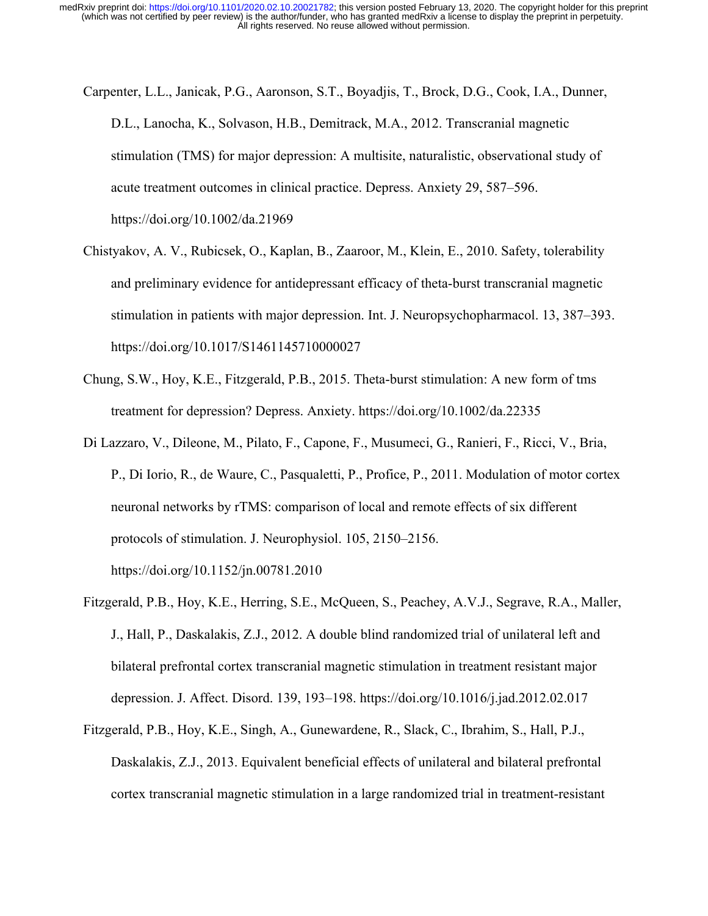Carpenter, L.L., Janicak, P.G., Aaronson, S.T., Boyadjis, T., Brock, D.G., Cook, I.A., Dunner, D.L., Lanocha, K., Solvason, H.B., Demitrack, M.A., 2012. Transcranial magnetic stimulation (TMS) for major depression: A multisite, naturalistic, observational study of acute treatment outcomes in clinical practice. Depress. Anxiety 29, 587–596. https://doi.org/10.1002/da.21969

Chistyakov, A. V., Rubicsek, O., Kaplan, B., Zaaroor, M., Klein, E., 2010. Safety, tolerability and preliminary evidence for antidepressant efficacy of theta-burst transcranial magnetic stimulation in patients with major depression. Int. J. Neuropsychopharmacol. 13, 387–393. https://doi.org/10.1017/S1461145710000027

Chung, S.W., Hoy, K.E., Fitzgerald, P.B., 2015. Theta-burst stimulation: A new form of tms treatment for depression? Depress. Anxiety. https://doi.org/10.1002/da.22335

Di Lazzaro, V., Dileone, M., Pilato, F., Capone, F., Musumeci, G., Ranieri, F., Ricci, V., Bria, P., Di Iorio, R., de Waure, C., Pasqualetti, P., Profice, P., 2011. Modulation of motor cortex neuronal networks by rTMS: comparison of local and remote effects of six different protocols of stimulation. J. Neurophysiol. 105, 2150–2156. https://doi.org/10.1152/jn.00781.2010

Fitzgerald, P.B., Hoy, K.E., Herring, S.E., McQueen, S., Peachey, A.V.J., Segrave, R.A., Maller, J., Hall, P., Daskalakis, Z.J., 2012. A double blind randomized trial of unilateral left and bilateral prefrontal cortex transcranial magnetic stimulation in treatment resistant major depression. J. Affect. Disord. 139, 193–198. https://doi.org/10.1016/j.jad.2012.02.017

Fitzgerald, P.B., Hoy, K.E., Singh, A., Gunewardene, R., Slack, C., Ibrahim, S., Hall, P.J., Daskalakis, Z.J., 2013. Equivalent beneficial effects of unilateral and bilateral prefrontal cortex transcranial magnetic stimulation in a large randomized trial in treatment-resistant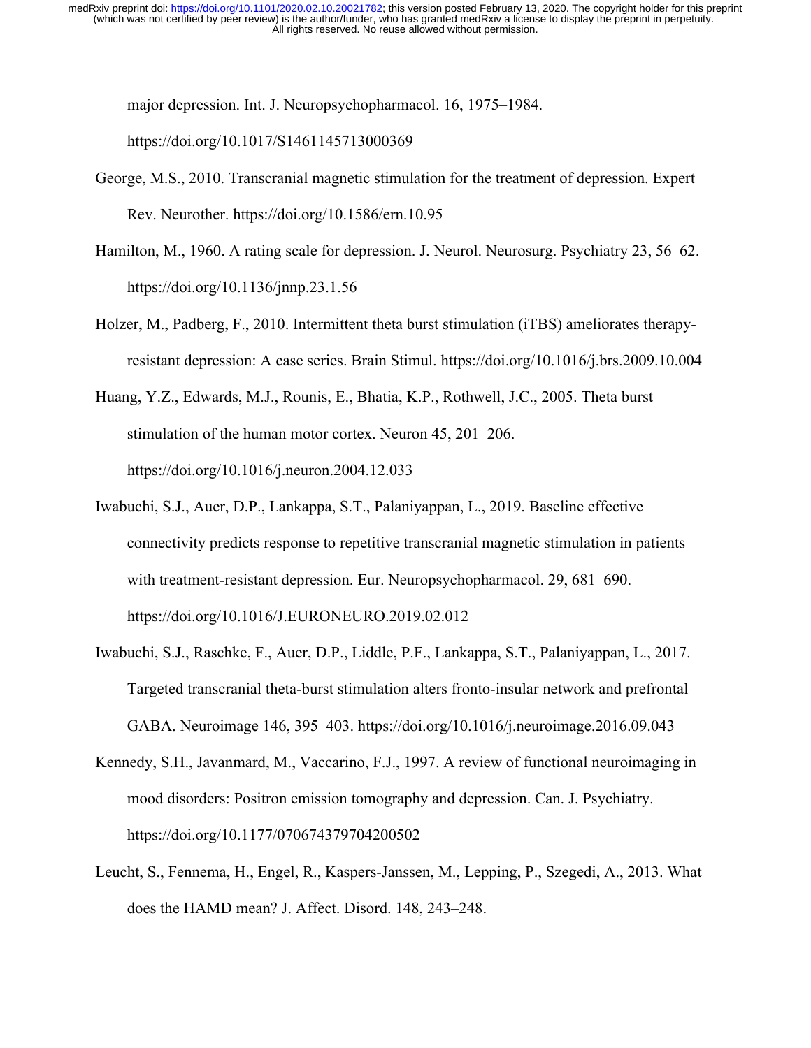major depression. Int. J. Neuropsychopharmacol. 16, 1975–1984. https://doi.org/10.1017/S1461145713000369

George, M.S., 2010. Transcranial magnetic stimulation for the treatment of depression. Expert Rev. Neurother. https://doi.org/10.1586/ern.10.95

Hamilton, M., 1960. A rating scale for depression. J. Neurol. Neurosurg. Psychiatry 23, 56–62. https://doi.org/10.1136/jnnp.23.1.56

Holzer, M., Padberg, F., 2010. Intermittent theta burst stimulation (iTBS) ameliorates therapy-resistant depression: A case series. Brain Stimul. https://doi.org/10.1016/j.brs.2009.10.004

Huang, Y.Z., Edwards, M.J., Rounis, E., Bhatia, K.P., Rothwell, J.C., 2005. Theta burst stimulation of the human motor cortex. Neuron 45, 201–206. https://doi.org/10.1016/j.neuron.2004.12.033

Iwabuchi, S.J., Auer, D.P., Lankappa, S.T., Palaniyappan, L., 2019. Baseline effective connectivity predicts response to repetitive transcranial magnetic stimulation in patients with treatment-resistant depression. Eur. Neuropsychopharmacol. 29, 681–690. https://doi.org/10.1016/J.EURONEURO.2019.02.012

Iwabuchi, S.J., Raschke, F., Auer, D.P., Liddle, P.F., Lankappa, S.T., Palaniyappan, L., 2017. Targeted transcranial theta-burst stimulation alters fronto-insular network and prefrontal GABA. Neuroimage 146, 395–403. https://doi.org/10.1016/j.neuroimage.2016.09.043

Kennedy, S.H., Javanmard, M., Vaccarino, F.J., 1997. A review of functional neuroimaging in mood disorders: Positron emission tomography and depression. Can. J. Psychiatry. https://doi.org/10.1177/070674379704200502

Leucht, S., Fennema, H., Engel, R., Kaspers-Janssen, M., Lepping, P., Szegedi, A., 2013. What does the HAMD mean? J. Affect. Disord. 148, 243–248.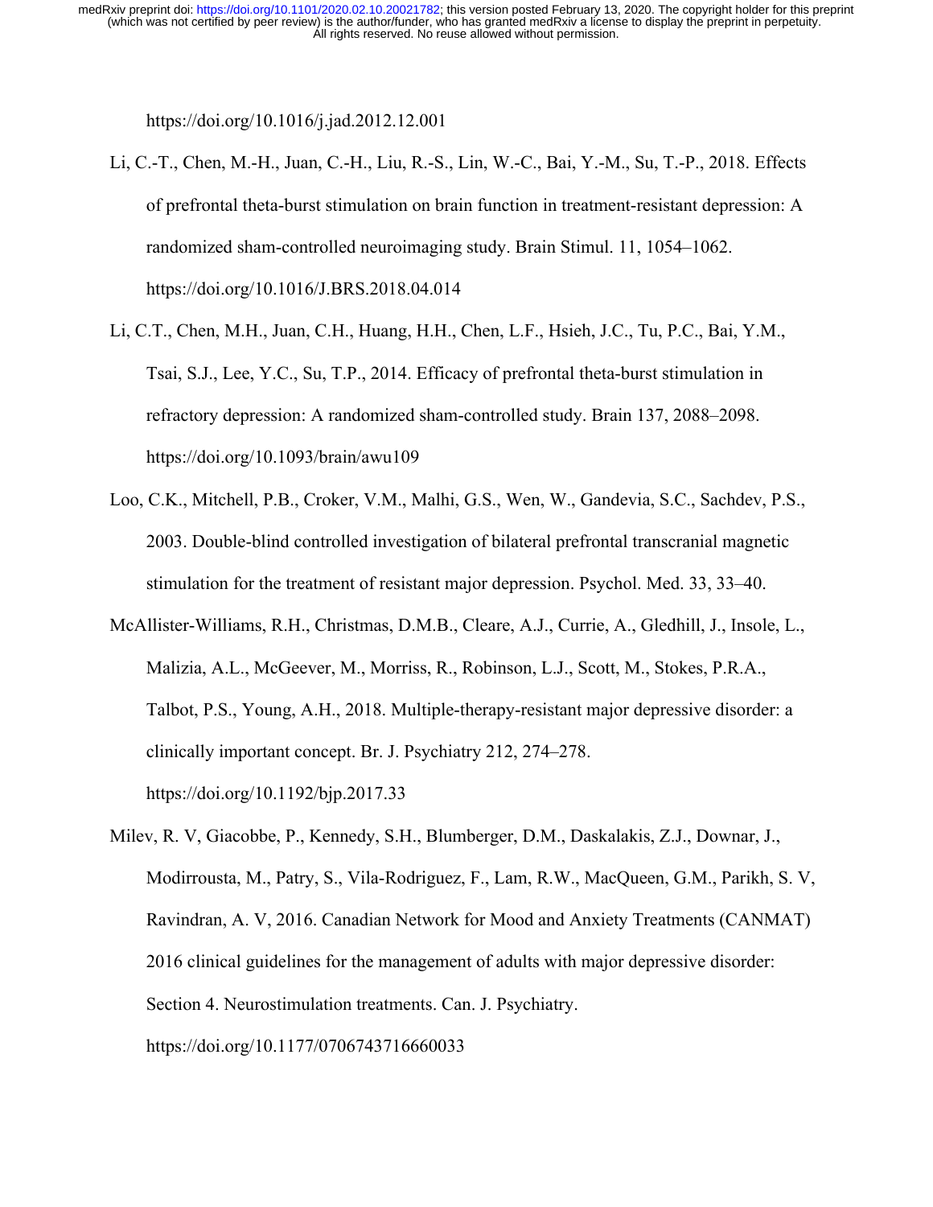https://doi.org/10.1016/j.jad.2012.12.001

Li, C.-T., Chen, M.-H., Juan, C.-H., Liu, R.-S., Lin, W.-C., Bai, Y.-M., Su, T.-P., 2018. Effects of prefrontal theta-burst stimulation on brain function in treatment-resistant depression: A randomized sham-controlled neuroimaging study. Brain Stimul. 11, 1054–1062. https://doi.org/10.1016/J.BRS.2018.04.014

Li, C.T., Chen, M.H., Juan, C.H., Huang, H.H., Chen, L.F., Hsieh, J.C., Tu, P.C., Bai, Y.M., Tsai, S.J., Lee, Y.C., Su, T.P., 2014. Efficacy of prefrontal theta-burst stimulation in refractory depression: A randomized sham-controlled study. Brain 137, 2088–2098. https://doi.org/10.1093/brain/awu109

Loo, C.K., Mitchell, P.B., Croker, V.M., Malhi, G.S., Wen, W., Gandevia, S.C., Sachdev, P.S., 2003. Double-blind controlled investigation of bilateral prefrontal transcranial magnetic stimulation for the treatment of resistant major depression. Psychol. Med. 33, 33–40.

McAllister-Williams, R.H., Christmas, D.M.B., Cleare, A.J., Currie, A., Gledhill, J., Insole, L., Malizia, A.L., McGeever, M., Morriss, R., Robinson, L.J., Scott, M., Stokes, P.R.A., Talbot, P.S., Young, A.H., 2018. Multiple-therapy-resistant major depressive disorder: a clinically important concept. Br. J. Psychiatry 212, 274–278. https://doi.org/10.1192/bjp.2017.33

Milev, R. V, Giacobbe, P., Kennedy, S.H., Blumberger, D.M., Daskalakis, Z.J., Downar, J., Modirrousta, M., Patry, S., Vila-Rodriguez, F., Lam, R.W., MacQueen, G.M., Parikh, S. V, Ravindran, A. V, 2016. Canadian Network for Mood and Anxiety Treatments (CANMAT) 2016 clinical guidelines for the management of adults with major depressive disorder: Section 4. Neurostimulation treatments. Can. J. Psychiatry. https://doi.org/10.1177/0706743716660033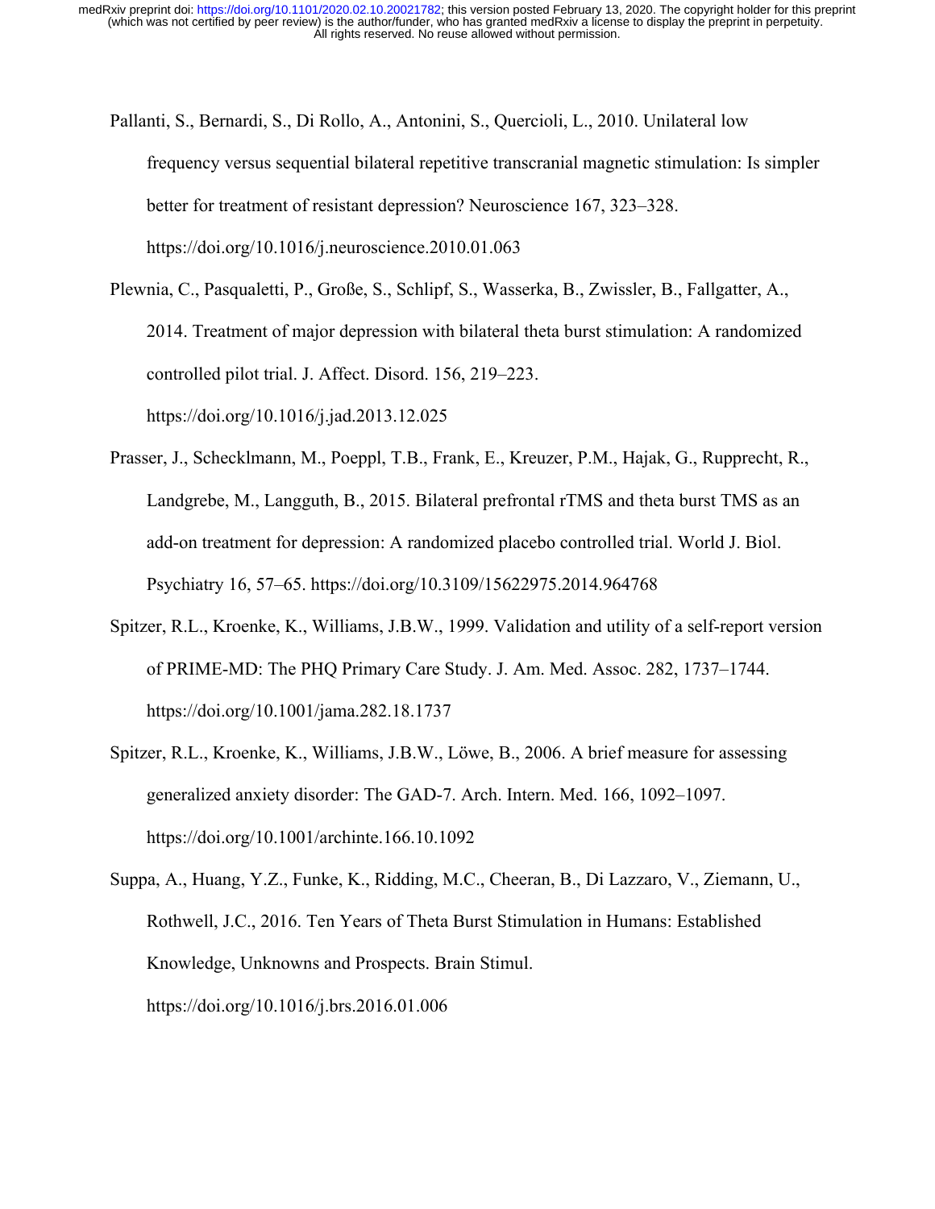Pallanti, S., Bernardi, S., Di Rollo, A., Antonini, S., Quercioli, L., 2010. Unilateral low frequency versus sequential bilateral repetitive transcranial magnetic stimulation: Is simpler better for treatment of resistant depression? Neuroscience 167, 323–328. https://doi.org/10.1016/j.neuroscience.2010.01.063

Plewnia, C., Pasqualetti, P., Große, S., Schlipf, S., Wasserka, B., Zwissler, B., Fallgatter, A., 2014. Treatment of major depression with bilateral theta burst stimulation: A randomized controlled pilot trial. J. Affect. Disord. 156, 219–223. https://doi.org/10.1016/j.jad.2013.12.025

Prasser, J., Schecklmann, M., Poeppl, T.B., Frank, E., Kreuzer, P.M., Hajak, G., Rupprecht, R., Landgrebe, M., Langguth, B., 2015. Bilateral prefrontal rTMS and theta burst TMS as an add-on treatment for depression: A randomized placebo controlled trial. World J. Biol. Psychiatry 16, 57–65. https://doi.org/10.3109/15622975.2014.964768

Spitzer, R.L., Kroenke, K., Williams, J.B.W., 1999. Validation and utility of a self-report version of PRIME-MD: The PHQ Primary Care Study. J. Am. Med. Assoc. 282, 1737–1744. https://doi.org/10.1001/jama.282.18.1737

Spitzer, R.L., Kroenke, K., Williams, J.B.W., Löwe, B., 2006. A brief measure for assessing generalized anxiety disorder: The GAD-7. Arch. Intern. Med. 166, 1092–1097. https://doi.org/10.1001/archinte.166.10.1092

Suppa, A., Huang, Y.Z., Funke, K., Ridding, M.C., Cheeran, B., Di Lazzaro, V., Ziemann, U., Rothwell, J.C., 2016. Ten Years of Theta Burst Stimulation in Humans: Established Knowledge, Unknowns and Prospects. Brain Stimul. https://doi.org/10.1016/j.brs.2016.01.006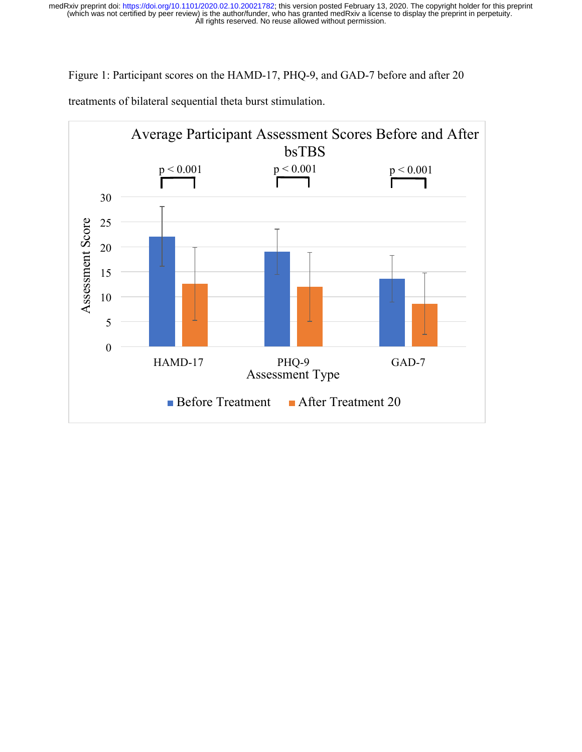Figure 1: Participant scores on the HAMD-17, PHQ-9, and GAD-7 before and after 20 treatments of bilateral sequential theta burst stimulation.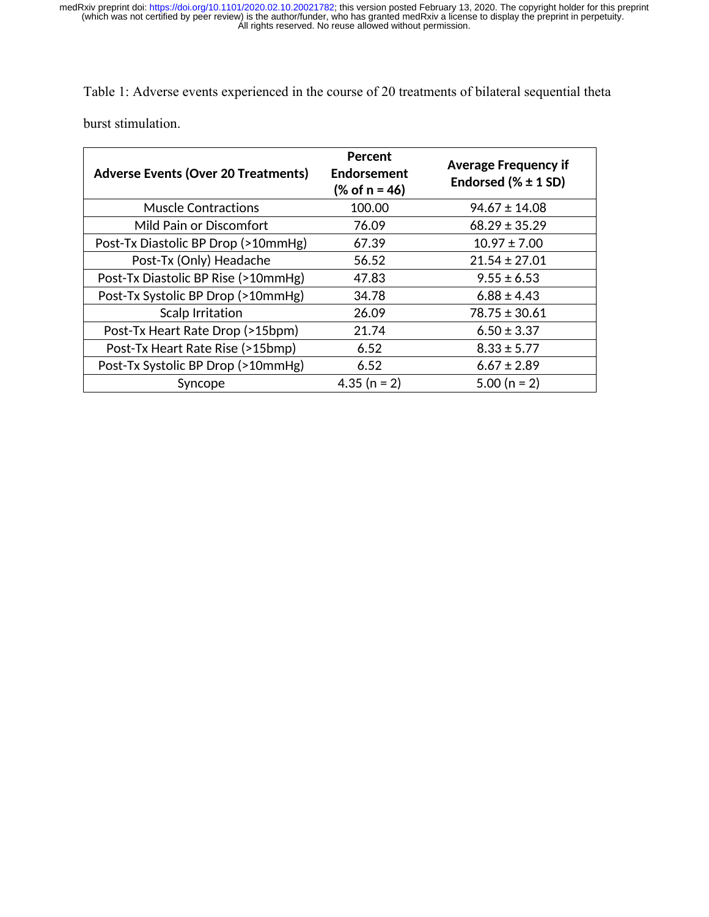Table 1: Adverse events experienced in the course of 20 treatments of bilateral sequential theta burst stimulation.

| **Adverse Events (Over 20 Treatments)** | **Percent Endorsement (% of n = 46)** | **Average Frequency if Endorsed (% ± 1 SD)** |
|---|---|---|
| Muscle Contractions | 100.00 | 94.67 ± 14.08 |
| Mild Pain or Discomfort | 76.09 | 68.29 ± 35.29 |
| Post-Tx Diastolic BP Drop (>10mmHg) | 67.39 | 10.97 ± 7.00 |
| Post-Tx (Only) Headache | 56.52 | 21.54 ± 27.01 |
| Post-Tx Diastolic BP Rise (>10mmHg) | 47.83 | 9.55 ± 6.53 |
| Post-Tx Systolic BP Drop (>10mmHg) | 34.78 | 6.88 ± 4.43 |
| Scalp Irritation | 26.09 | 78.75 ± 30.61 |
| Post-Tx Heart Rate Drop (>15bpm) | 21.74 | 6.50 ± 3.37 |
| Post-Tx Heart Rate Rise (>15bmp) | 6.52 | 8.33 ± 5.77 |
| Post-Tx Systolic BP Drop (>10mmHg) | 6.52 | 6.67 ± 2.89 |
| Syncope | 4.35 (n = 2) | 5.00 (n = 2) |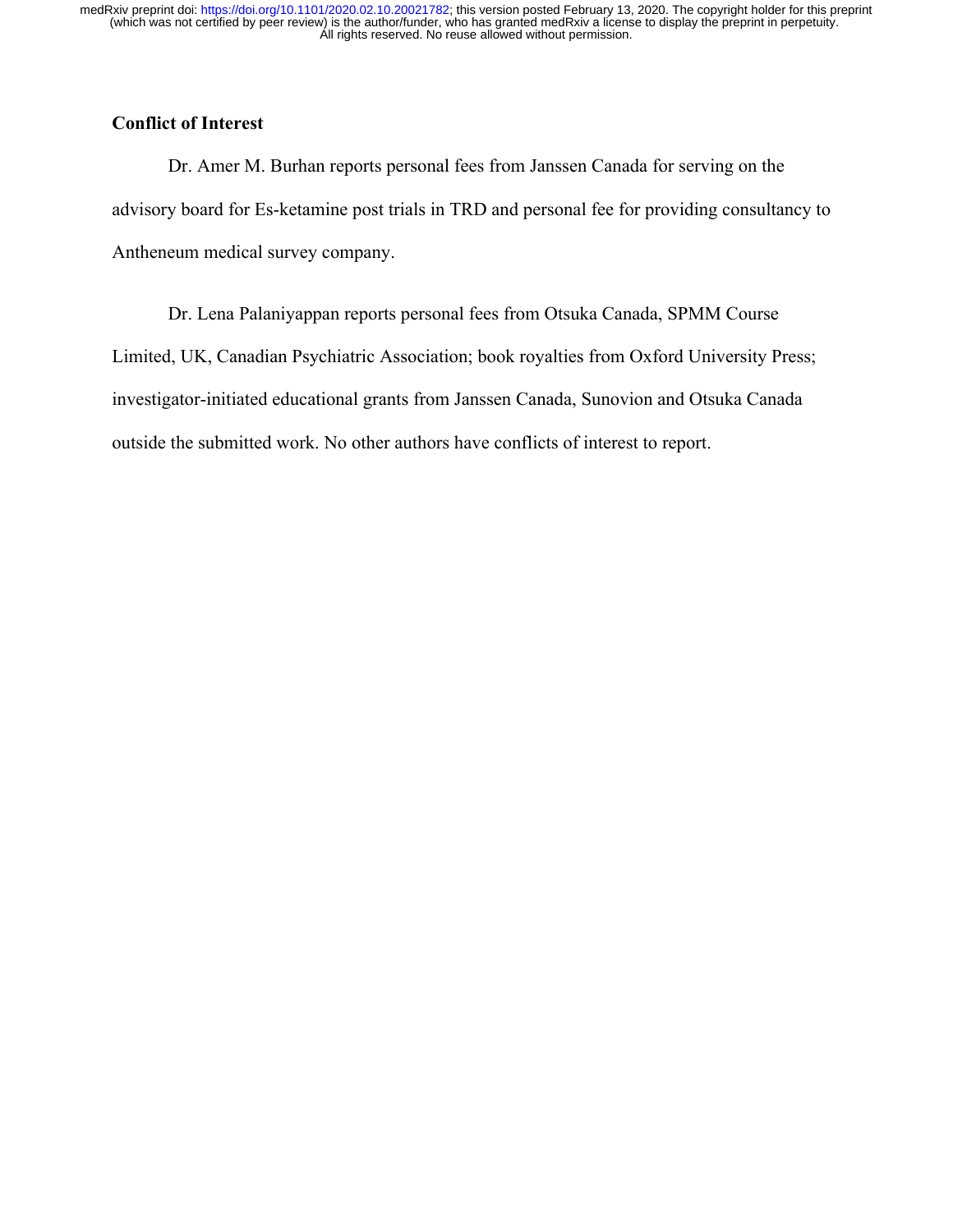**Conflict of Interest**

Dr. Amer M. Burhan reports personal fees from Janssen Canada for serving on the advisory board for Es-ketamine post trials in TRD and personal fee for providing consultancy to Antheneum medical survey company.

Dr. Lena Palaniyappan reports personal fees from Otsuka Canada, SPMM Course Limited, UK, Canadian Psychiatric Association; book royalties from Oxford University Press; investigator-initiated educational grants from Janssen Canada, Sunovion and Otsuka Canada outside the submitted work. No other authors have conflicts of interest to report.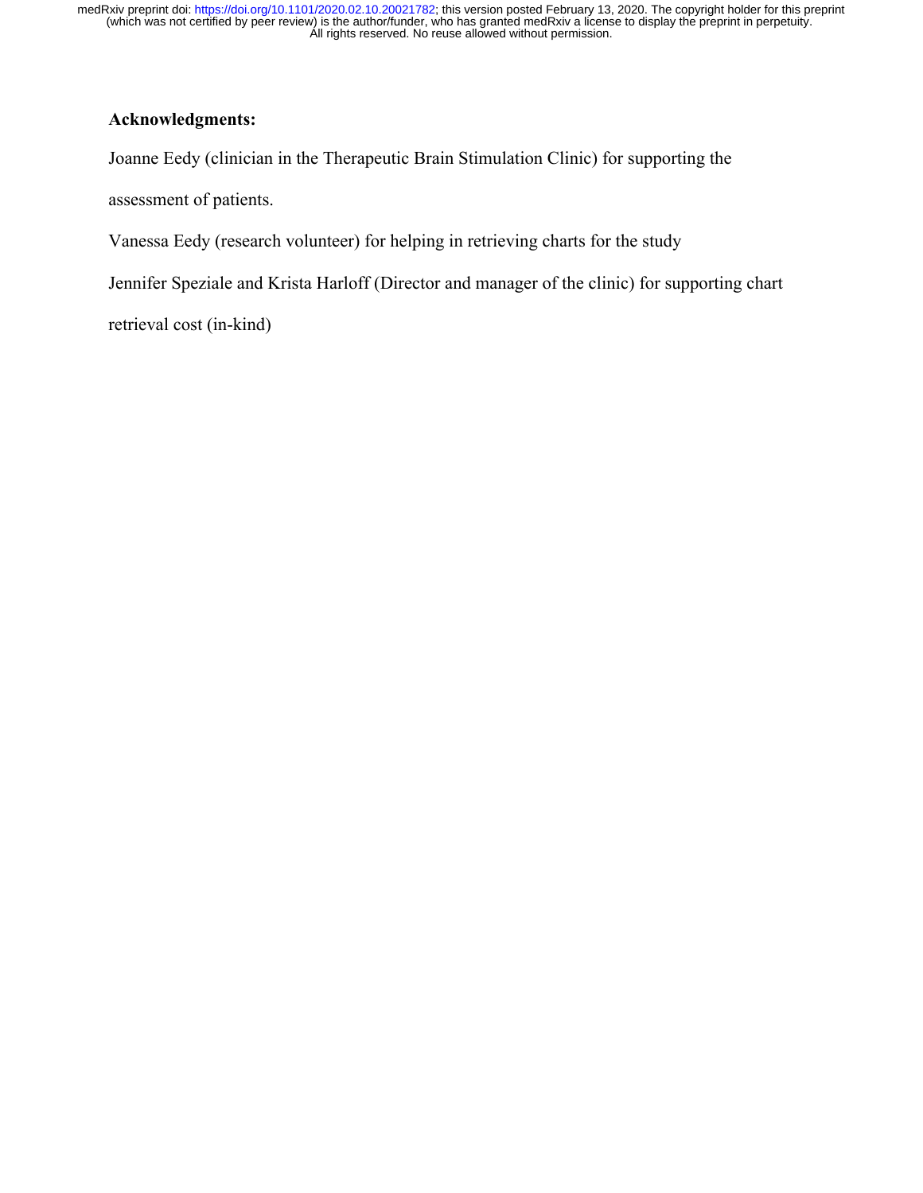**Acknowledgments:**

Joanne Eedy (clinician in the Therapeutic Brain Stimulation Clinic) for supporting the assessment of patients.

Vanessa Eedy (research volunteer) for helping in retrieving charts for the study

Jennifer Speziale and Krista Harloff (Director and manager of the clinic) for supporting chart retrieval cost (in-kind)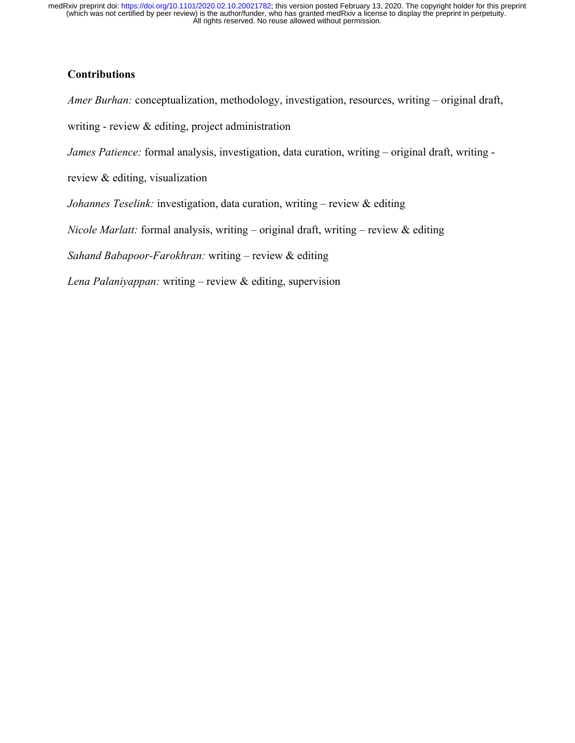**Contributions**

*Amer Burhan:* conceptualization, methodology, investigation, resources, writing – original draft, writing - review & editing, project administration

*James Patience:* formal analysis, investigation, data curation, writing – original draft, writing - review & editing, visualization

*Johannes Teselink:* investigation, data curation, writing – review & editing

*Nicole Marlatt:* formal analysis, writing – original draft, writing – review & editing

*Sahand Babapoor-Farokhran:* writing – review & editing

*Lena Palaniyappan:* writing – review & editing, supervision